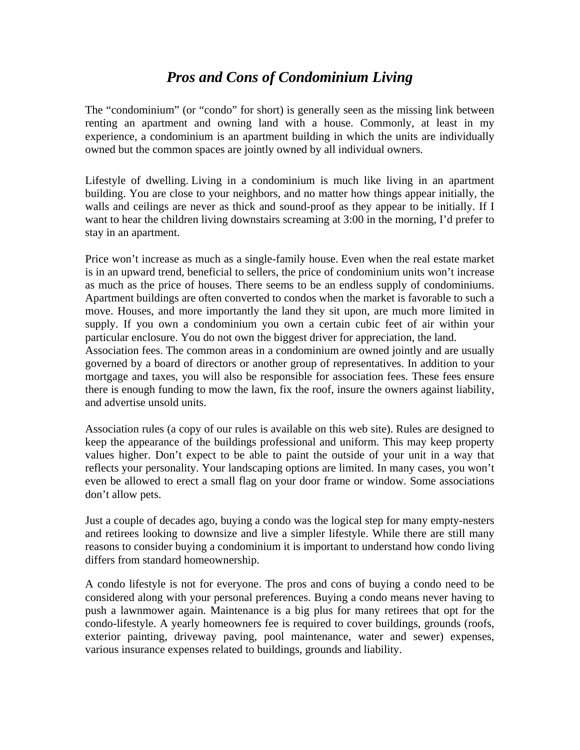# *Pros and Cons of Condominium Living*

The "condominium" (or "condo" for short) is generally seen as the missing link between renting an apartment and owning land with a house. Commonly, at least in my experience, a condominium is an apartment building in which the units are individually owned but the common spaces are jointly owned by all individual owners.

Lifestyle of dwelling. Living in a condominium is much like living in an apartment building. You are close to your neighbors, and no matter how things appear initially, the walls and ceilings are never as thick and sound-proof as they appear to be initially. If I want to hear the children living downstairs screaming at 3:00 in the morning, I'd prefer to stay in an apartment.

Price won't increase as much as a single-family house. Even when the real estate market is in an upward trend, beneficial to sellers, the price of condominium units won't increase as much as the price of houses. There seems to be an endless supply of condominiums. Apartment buildings are often converted to condos when the market is favorable to such a move. Houses, and more importantly the land they sit upon, are much more limited in supply. If you own a condominium you own a certain cubic feet of air within your particular enclosure. You do not own the biggest driver for appreciation, the land.

Association fees. The common areas in a condominium are owned jointly and are usually governed by a board of directors or another group of representatives. In addition to your mortgage and taxes, you will also be responsible for association fees. These fees ensure there is enough funding to mow the lawn, fix the roof, insure the owners against liability, and advertise unsold units.

Association rules (a copy of our rules is available on this web site). Rules are designed to keep the appearance of the buildings professional and uniform. This may keep property values higher. Don't expect to be able to paint the outside of your unit in a way that reflects your personality. Your landscaping options are limited. In many cases, you won't even be allowed to erect a small flag on your door frame or window. Some associations don't allow pets.

Just a couple of decades ago, buying a condo was the logical step for many empty-nesters and retirees looking to downsize and live a simpler lifestyle. While there are still many reasons to consider buying a condominium it is important to understand how condo living differs from standard homeownership.

A condo lifestyle is not for everyone. The pros and cons of buying a condo need to be considered along with your personal preferences. Buying a condo means never having to push a lawnmower again. Maintenance is a big plus for many retirees that opt for the condo-lifestyle. A yearly homeowners fee is required to cover buildings, grounds (roofs, exterior painting, driveway paving, pool maintenance, water and sewer) expenses, various insurance expenses related to buildings, grounds and liability.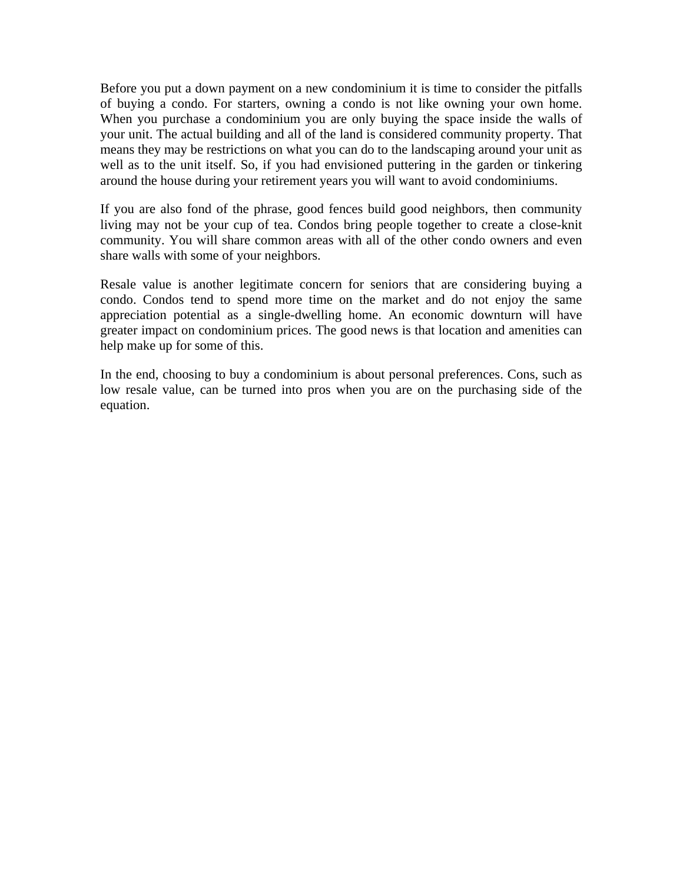Before you put a down payment on a new condominium it is time to consider the pitfalls of buying a condo. For starters, owning a condo is not like owning your own home. When you purchase a condominium you are only buying the space inside the walls of your unit. The actual building and all of the land is considered community property. That means they may be restrictions on what you can do to the landscaping around your unit as well as to the unit itself. So, if you had envisioned puttering in the garden or tinkering around the house during your retirement years you will want to avoid condominiums.

If you are also fond of the phrase, good fences build good neighbors, then community living may not be your cup of tea. Condos bring people together to create a close-knit community. You will share common areas with all of the other condo owners and even share walls with some of your neighbors.

Resale value is another legitimate concern for seniors that are considering buying a condo. Condos tend to spend more time on the market and do not enjoy the same appreciation potential as a single-dwelling home. An economic downturn will have greater impact on condominium prices. The good news is that location and amenities can help make up for some of this.

In the end, choosing to buy a condominium is about personal preferences. Cons, such as low resale value, can be turned into pros when you are on the purchasing side of the equation.